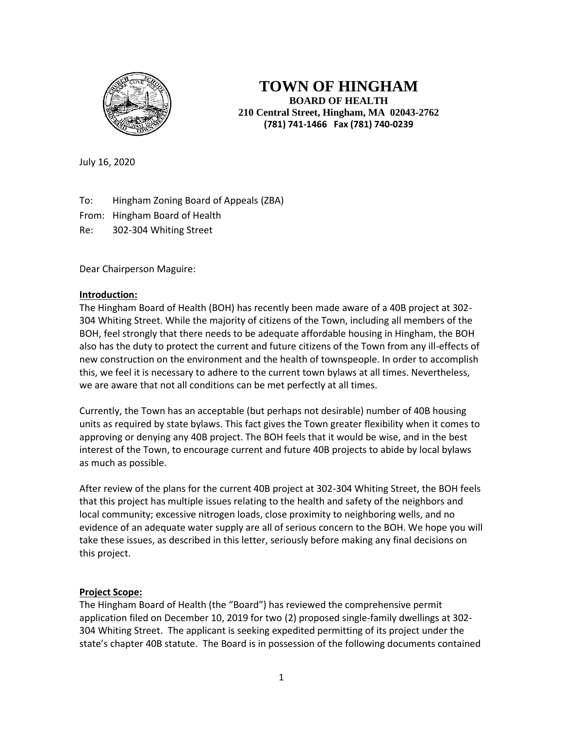# TOWN OF HINGHAM

**BOARD OF HEALTH**
**210 Central Street, Hingham, MA 02043-2762**
**(781) 741-1466 Fax (781) 740-0239**

July 16, 2020

To: Hingham Zoning Board of Appeals (ZBA)
From: Hingham Board of Health
Re: 302-304 Whiting Street

Dear Chairperson Maguire:

**Introduction:**

The Hingham Board of Health (BOH) has recently been made aware of a 40B project at 302-304 Whiting Street. While the majority of citizens of the Town, including all members of the BOH, feel strongly that there needs to be adequate affordable housing in Hingham, the BOH also has the duty to protect the current and future citizens of the Town from any ill-effects of new construction on the environment and the health of townspeople. In order to accomplish this, we feel it is necessary to adhere to the current town bylaws at all times. Nevertheless, we are aware that not all conditions can be met perfectly at all times.

Currently, the Town has an acceptable (but perhaps not desirable) number of 40B housing units as required by state bylaws. This fact gives the Town greater flexibility when it comes to approving or denying any 40B project. The BOH feels that it would be wise, and in the best interest of the Town, to encourage current and future 40B projects to abide by local bylaws as much as possible.

After review of the plans for the current 40B project at 302-304 Whiting Street, the BOH feels that this project has multiple issues relating to the health and safety of the neighbors and local community; excessive nitrogen loads, close proximity to neighboring wells, and no evidence of an adequate water supply are all of serious concern to the BOH. We hope you will take these issues, as described in this letter, seriously before making any final decisions on this project.

**Project Scope:**

The Hingham Board of Health (the "Board") has reviewed the comprehensive permit application filed on December 10, 2019 for two (2) proposed single-family dwellings at 302-304 Whiting Street. The applicant is seeking expedited permitting of its project under the state's chapter 40B statute. The Board is in possession of the following documents contained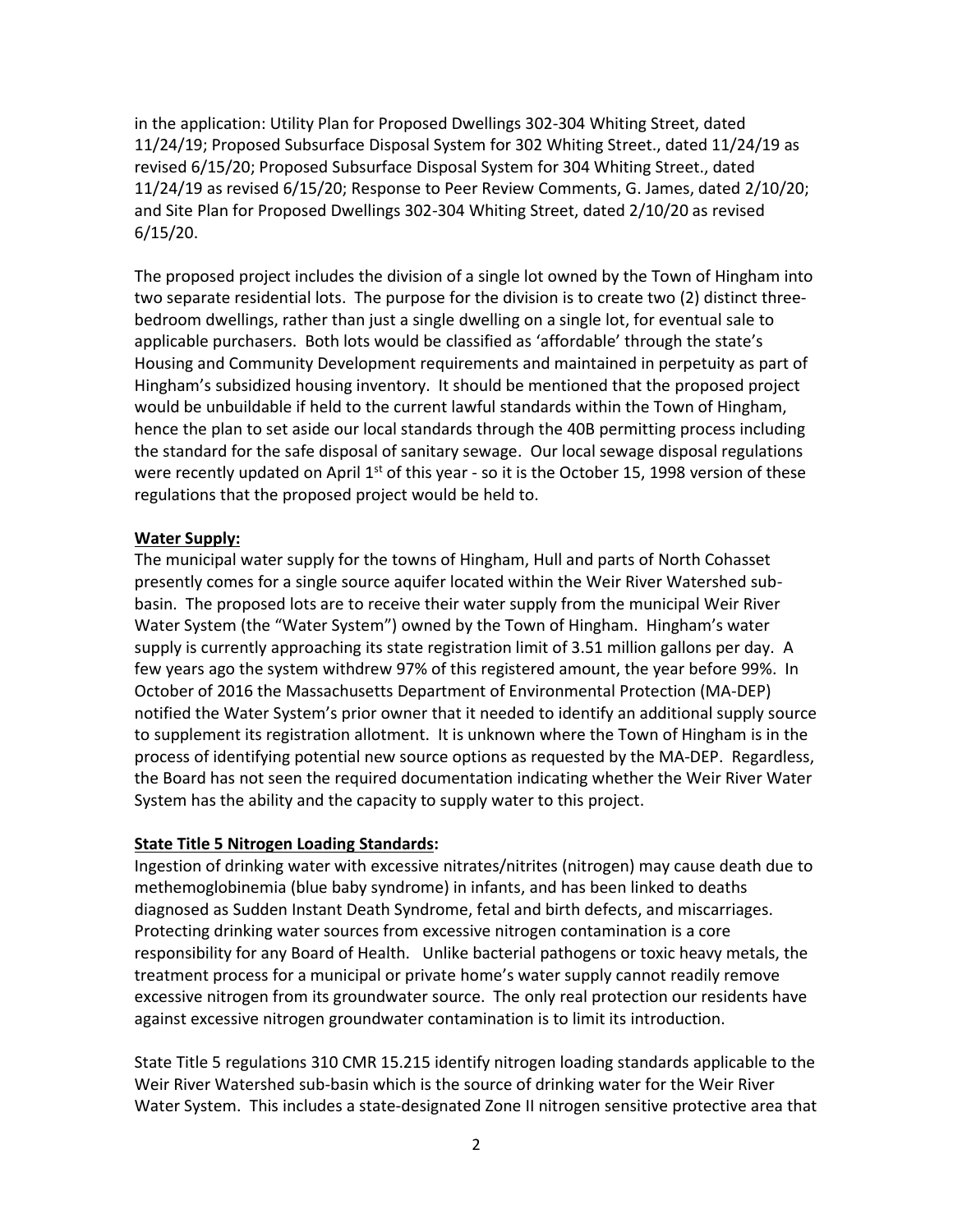in the application: Utility Plan for Proposed Dwellings 302-304 Whiting Street, dated 11/24/19; Proposed Subsurface Disposal System for 302 Whiting Street., dated 11/24/19 as revised 6/15/20; Proposed Subsurface Disposal System for 304 Whiting Street., dated 11/24/19 as revised 6/15/20; Response to Peer Review Comments, G. James, dated 2/10/20; and Site Plan for Proposed Dwellings 302-304 Whiting Street, dated 2/10/20 as revised 6/15/20.

The proposed project includes the division of a single lot owned by the Town of Hingham into two separate residential lots. The purpose for the division is to create two (2) distinct three-bedroom dwellings, rather than just a single dwelling on a single lot, for eventual sale to applicable purchasers. Both lots would be classified as 'affordable' through the state's Housing and Community Development requirements and maintained in perpetuity as part of Hingham's subsidized housing inventory. It should be mentioned that the proposed project would be unbuildable if held to the current lawful standards within the Town of Hingham, hence the plan to set aside our local standards through the 40B permitting process including the standard for the safe disposal of sanitary sewage. Our local sewage disposal regulations were recently updated on April 1st of this year - so it is the October 15, 1998 version of these regulations that the proposed project would be held to.

**Water Supply:**

The municipal water supply for the towns of Hingham, Hull and parts of North Cohasset presently comes for a single source aquifer located within the Weir River Watershed sub-basin. The proposed lots are to receive their water supply from the municipal Weir River Water System (the "Water System") owned by the Town of Hingham. Hingham's water supply is currently approaching its state registration limit of 3.51 million gallons per day. A few years ago the system withdrew 97% of this registered amount, the year before 99%. In October of 2016 the Massachusetts Department of Environmental Protection (MA-DEP) notified the Water System's prior owner that it needed to identify an additional supply source to supplement its registration allotment. It is unknown where the Town of Hingham is in the process of identifying potential new source options as requested by the MA-DEP. Regardless, the Board has not seen the required documentation indicating whether the Weir River Water System has the ability and the capacity to supply water to this project.

**State Title 5 Nitrogen Loading Standards:**

Ingestion of drinking water with excessive nitrates/nitrites (nitrogen) may cause death due to methemoglobinemia (blue baby syndrome) in infants, and has been linked to deaths diagnosed as Sudden Instant Death Syndrome, fetal and birth defects, and miscarriages. Protecting drinking water sources from excessive nitrogen contamination is a core responsibility for any Board of Health. Unlike bacterial pathogens or toxic heavy metals, the treatment process for a municipal or private home's water supply cannot readily remove excessive nitrogen from its groundwater source. The only real protection our residents have against excessive nitrogen groundwater contamination is to limit its introduction.

State Title 5 regulations 310 CMR 15.215 identify nitrogen loading standards applicable to the Weir River Watershed sub-basin which is the source of drinking water for the Weir River Water System. This includes a state-designated Zone II nitrogen sensitive protective area that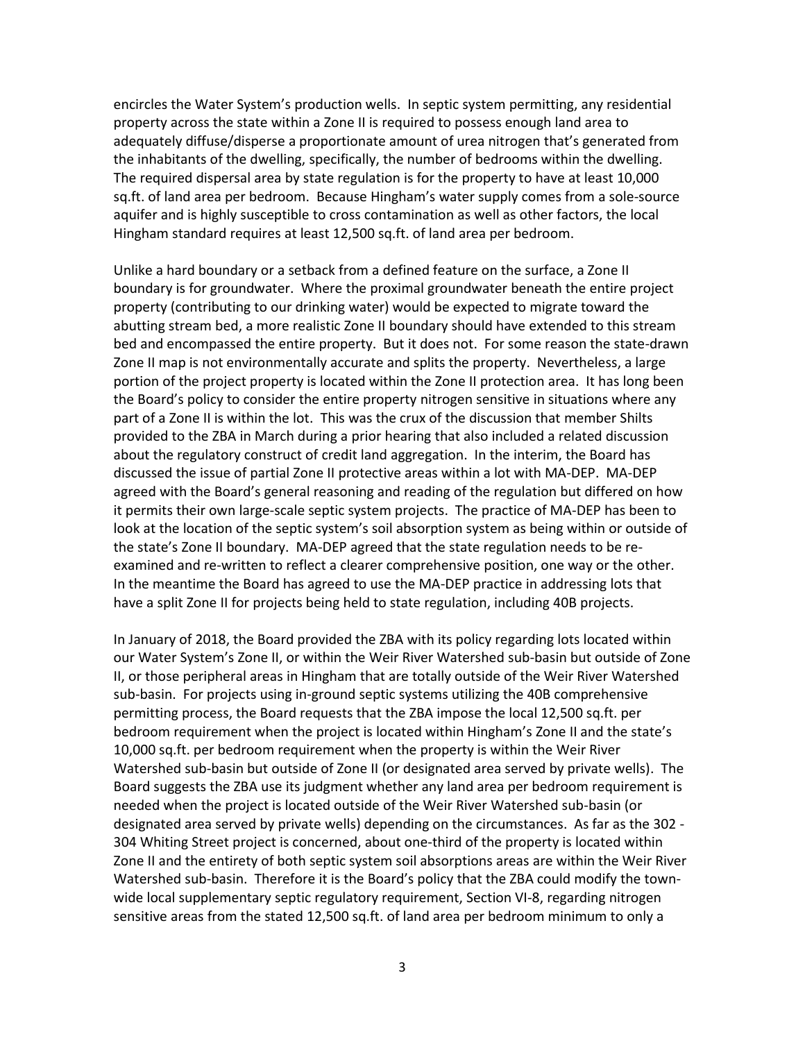encircles the Water System's production wells. In septic system permitting, any residential property across the state within a Zone II is required to possess enough land area to adequately diffuse/disperse a proportionate amount of urea nitrogen that's generated from the inhabitants of the dwelling, specifically, the number of bedrooms within the dwelling. The required dispersal area by state regulation is for the property to have at least 10,000 sq.ft. of land area per bedroom. Because Hingham's water supply comes from a sole-source aquifer and is highly susceptible to cross contamination as well as other factors, the local Hingham standard requires at least 12,500 sq.ft. of land area per bedroom.

Unlike a hard boundary or a setback from a defined feature on the surface, a Zone II boundary is for groundwater. Where the proximal groundwater beneath the entire project property (contributing to our drinking water) would be expected to migrate toward the abutting stream bed, a more realistic Zone II boundary should have extended to this stream bed and encompassed the entire property. But it does not. For some reason the state-drawn Zone II map is not environmentally accurate and splits the property. Nevertheless, a large portion of the project property is located within the Zone II protection area. It has long been the Board's policy to consider the entire property nitrogen sensitive in situations where any part of a Zone II is within the lot. This was the crux of the discussion that member Shilts provided to the ZBA in March during a prior hearing that also included a related discussion about the regulatory construct of credit land aggregation. In the interim, the Board has discussed the issue of partial Zone II protective areas within a lot with MA-DEP. MA-DEP agreed with the Board's general reasoning and reading of the regulation but differed on how it permits their own large-scale septic system projects. The practice of MA-DEP has been to look at the location of the septic system's soil absorption system as being within or outside of the state's Zone II boundary. MA-DEP agreed that the state regulation needs to be re-examined and re-written to reflect a clearer comprehensive position, one way or the other. In the meantime the Board has agreed to use the MA-DEP practice in addressing lots that have a split Zone II for projects being held to state regulation, including 40B projects.

In January of 2018, the Board provided the ZBA with its policy regarding lots located within our Water System's Zone II, or within the Weir River Watershed sub-basin but outside of Zone II, or those peripheral areas in Hingham that are totally outside of the Weir River Watershed sub-basin. For projects using in-ground septic systems utilizing the 40B comprehensive permitting process, the Board requests that the ZBA impose the local 12,500 sq.ft. per bedroom requirement when the project is located within Hingham's Zone II and the state's 10,000 sq.ft. per bedroom requirement when the property is within the Weir River Watershed sub-basin but outside of Zone II (or designated area served by private wells). The Board suggests the ZBA use its judgment whether any land area per bedroom requirement is needed when the project is located outside of the Weir River Watershed sub-basin (or designated area served by private wells) depending on the circumstances. As far as the 302 - 304 Whiting Street project is concerned, about one-third of the property is located within Zone II and the entirety of both septic system soil absorptions areas are within the Weir River Watershed sub-basin. Therefore it is the Board's policy that the ZBA could modify the town-wide local supplementary septic regulatory requirement, Section VI-8, regarding nitrogen sensitive areas from the stated 12,500 sq.ft. of land area per bedroom minimum to only a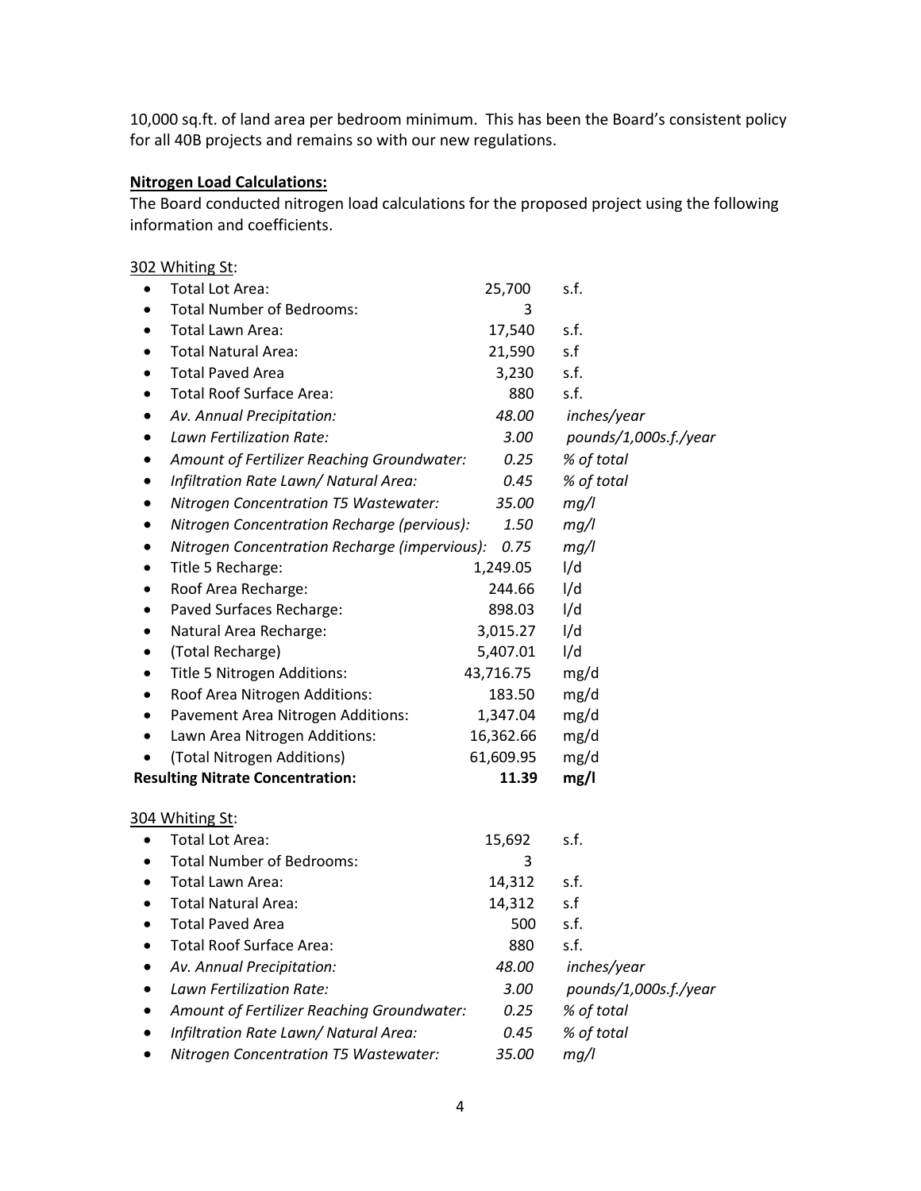10,000 sq.ft. of land area per bedroom minimum. This has been the Board's consistent policy for all 40B projects and remains so with our new regulations.

**Nitrogen Load Calculations:**

The Board conducted nitrogen load calculations for the proposed project using the following information and coefficients.

302 Whiting St:

- Total Lot Area: 25,700 s.f.
- Total Number of Bedrooms: 3
- Total Lawn Area: 17,540 s.f.
- Total Natural Area: 21,590 s.f
- Total Paved Area 3,230 s.f.
- Total Roof Surface Area: 880 s.f.
- *Av. Annual Precipitation: 48.00 inches/year*
- *Lawn Fertilization Rate: 3.00 pounds/1,000s.f./year*
- *Amount of Fertilizer Reaching Groundwater: 0.25 % of total*
- *Infiltration Rate Lawn/ Natural Area: 0.45 % of total*
- *Nitrogen Concentration T5 Wastewater: 35.00 mg/l*
- *Nitrogen Concentration Recharge (pervious): 1.50 mg/l*
- *Nitrogen Concentration Recharge (impervious): 0.75 mg/l*
- Title 5 Recharge: 1,249.05 l/d
- Roof Area Recharge: 244.66 l/d
- Paved Surfaces Recharge: 898.03 l/d
- Natural Area Recharge: 3,015.27 l/d
- (Total Recharge) 5,407.01 l/d
- Title 5 Nitrogen Additions: 43,716.75 mg/d
- Roof Area Nitrogen Additions: 183.50 mg/d
- Pavement Area Nitrogen Additions: 1,347.04 mg/d
- Lawn Area Nitrogen Additions: 16,362.66 mg/d
- (Total Nitrogen Additions) 61,609.95 mg/d

**Resulting Nitrate Concentration: 11.39 mg/l**

304 Whiting St:

- Total Lot Area: 15,692 s.f.
- Total Number of Bedrooms: 3
- Total Lawn Area: 14,312 s.f.
- Total Natural Area: 14,312 s.f
- Total Paved Area 500 s.f.
- Total Roof Surface Area: 880 s.f.
- *Av. Annual Precipitation: 48.00 inches/year*
- *Lawn Fertilization Rate: 3.00 pounds/1,000s.f./year*
- *Amount of Fertilizer Reaching Groundwater: 0.25 % of total*
- *Infiltration Rate Lawn/ Natural Area: 0.45 % of total*
- *Nitrogen Concentration T5 Wastewater: 35.00 mg/l*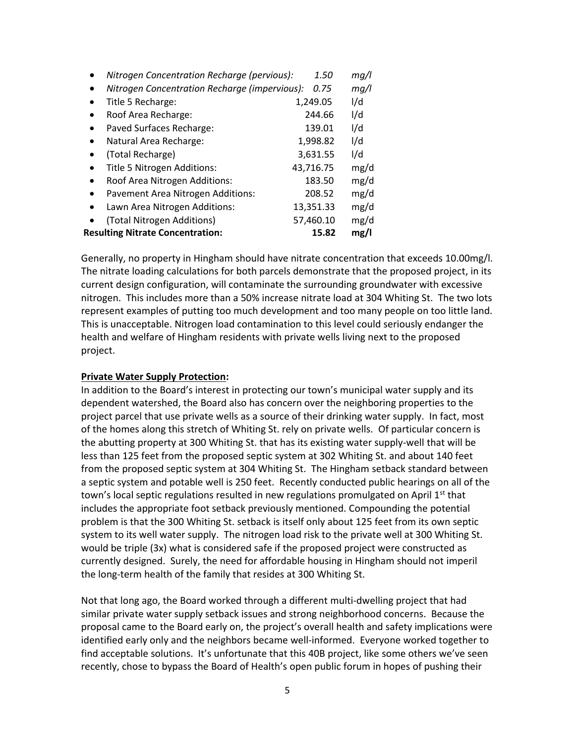- *Nitrogen Concentration Recharge (pervious):* 1.50 mg/l
- *Nitrogen Concentration Recharge (impervious):* 0.75 mg/l
- Title 5 Recharge: 1,249.05 l/d
- Roof Area Recharge: 244.66 l/d
- Paved Surfaces Recharge: 139.01 l/d
- Natural Area Recharge: 1,998.82 l/d
- (Total Recharge) 3,631.55 l/d
- Title 5 Nitrogen Additions: 43,716.75 mg/d
- Roof Area Nitrogen Additions: 183.50 mg/d
- Pavement Area Nitrogen Additions: 208.52 mg/d
- Lawn Area Nitrogen Additions: 13,351.33 mg/d
- (Total Nitrogen Additions) 57,460.10 mg/d

**Resulting Nitrate Concentration: 15.82 mg/l**

Generally, no property in Hingham should have nitrate concentration that exceeds 10.00mg/l. The nitrate loading calculations for both parcels demonstrate that the proposed project, in its current design configuration, will contaminate the surrounding groundwater with excessive nitrogen. This includes more than a 50% increase nitrate load at 304 Whiting St. The two lots represent examples of putting too much development and too many people on too little land. This is unacceptable. Nitrogen load contamination to this level could seriously endanger the health and welfare of Hingham residents with private wells living next to the proposed project.

**Private Water Supply Protection:**

In addition to the Board's interest in protecting our town's municipal water supply and its dependent watershed, the Board also has concern over the neighboring properties to the project parcel that use private wells as a source of their drinking water supply. In fact, most of the homes along this stretch of Whiting St. rely on private wells. Of particular concern is the abutting property at 300 Whiting St. that has its existing water supply-well that will be less than 125 feet from the proposed septic system at 302 Whiting St. and about 140 feet from the proposed septic system at 304 Whiting St. The Hingham setback standard between a septic system and potable well is 250 feet. Recently conducted public hearings on all of the town's local septic regulations resulted in new regulations promulgated on April 1st that includes the appropriate foot setback previously mentioned. Compounding the potential problem is that the 300 Whiting St. setback is itself only about 125 feet from its own septic system to its well water supply. The nitrogen load risk to the private well at 300 Whiting St. would be triple (3x) what is considered safe if the proposed project were constructed as currently designed. Surely, the need for affordable housing in Hingham should not imperil the long-term health of the family that resides at 300 Whiting St.

Not that long ago, the Board worked through a different multi-dwelling project that had similar private water supply setback issues and strong neighborhood concerns. Because the proposal came to the Board early on, the project's overall health and safety implications were identified early only and the neighbors became well-informed. Everyone worked together to find acceptable solutions. It's unfortunate that this 40B project, like some others we've seen recently, chose to bypass the Board of Health's open public forum in hopes of pushing their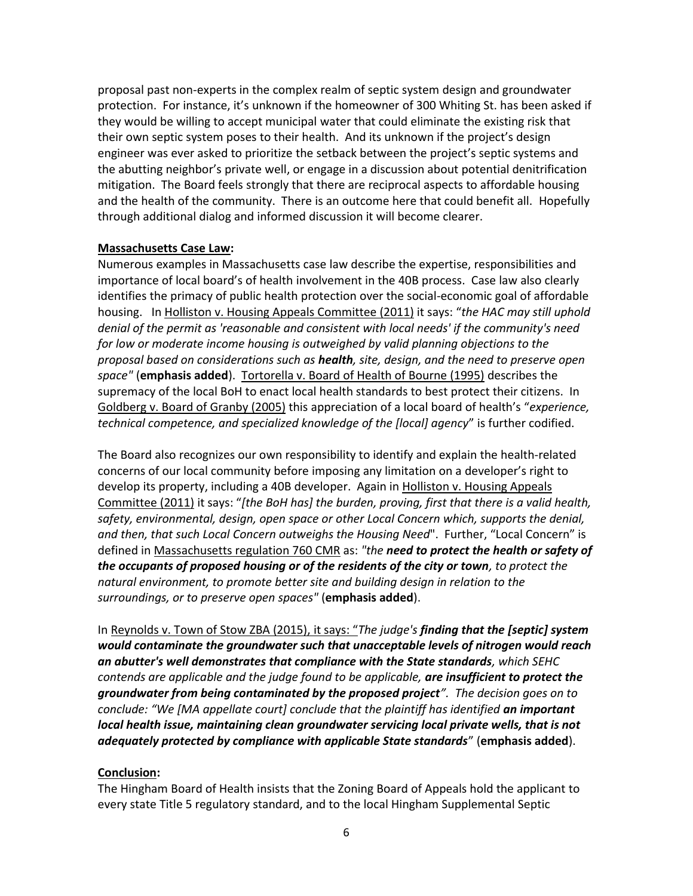proposal past non-experts in the complex realm of septic system design and groundwater protection. For instance, it's unknown if the homeowner of 300 Whiting St. has been asked if they would be willing to accept municipal water that could eliminate the existing risk that their own septic system poses to their health. And its unknown if the project's design engineer was ever asked to prioritize the setback between the project's septic systems and the abutting neighbor's private well, or engage in a discussion about potential denitrification mitigation. The Board feels strongly that there are reciprocal aspects to affordable housing and the health of the community. There is an outcome here that could benefit all. Hopefully through additional dialog and informed discussion it will become clearer.

**Massachusetts Case Law:**

Numerous examples in Massachusetts case law describe the expertise, responsibilities and importance of local board's of health involvement in the 40B process. Case law also clearly identifies the primacy of public health protection over the social-economic goal of affordable housing. In Holliston v. Housing Appeals Committee (2011) it says: "*the HAC may still uphold denial of the permit as 'reasonable and consistent with local needs' if the community's need for low or moderate income housing is outweighed by valid planning objections to the proposal based on considerations such as **health**, site, design, and the need to preserve open space"* (**emphasis added**). Tortorella v. Board of Health of Bourne (1995) describes the supremacy of the local BoH to enact local health standards to best protect their citizens. In Goldberg v. Board of Granby (2005) this appreciation of a local board of health's "*experience, technical competence, and specialized knowledge of the [local] agency*" is further codified.

The Board also recognizes our own responsibility to identify and explain the health-related concerns of our local community before imposing any limitation on a developer's right to develop its property, including a 40B developer. Again in Holliston v. Housing Appeals Committee (2011) it says: "*[the BoH has] the burden, proving, first that there is a valid health, safety, environmental, design, open space or other Local Concern which, supports the denial, and then, that such Local Concern outweighs the Housing Need*". Further, "Local Concern" is defined in Massachusetts regulation 760 CMR as: *"the **need to protect the health or safety of the occupants of proposed housing or of the residents of the city or town**, to protect the natural environment, to promote better site and building design in relation to the surroundings, or to preserve open spaces"* (**emphasis added**).

In Reynolds v. Town of Stow ZBA (2015), it says: "*The judge's **finding that the [septic] system would contaminate the groundwater such that unacceptable levels of nitrogen would reach an abutter's well demonstrates that compliance with the State standards**, which SEHC contends are applicable and the judge found to be applicable, **are insufficient to protect the groundwater from being contaminated by the proposed project**". The decision goes on to conclude: "We [MA appellate court] conclude that the plaintiff has identified **an important local health issue, maintaining clean groundwater servicing local private wells, that is not adequately protected by compliance with applicable State standards***" (**emphasis added**).

**Conclusion:**

The Hingham Board of Health insists that the Zoning Board of Appeals hold the applicant to every state Title 5 regulatory standard, and to the local Hingham Supplemental Septic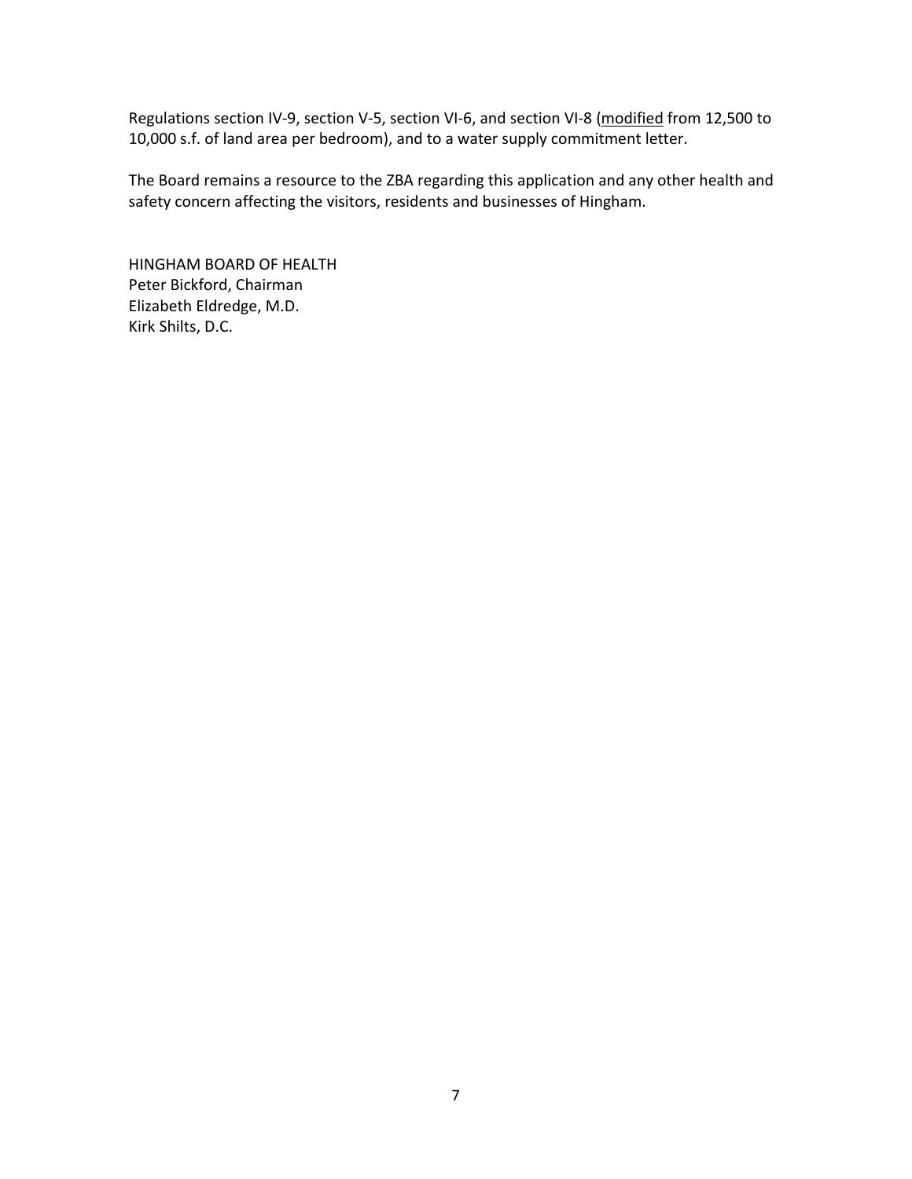Regulations section IV-9, section V-5, section VI-6, and section VI-8 (<u>modified</u> from 12,500 to 10,000 s.f. of land area per bedroom), and to a water supply commitment letter.

The Board remains a resource to the ZBA regarding this application and any other health and safety concern affecting the visitors, residents and businesses of Hingham.

HINGHAM BOARD OF HEALTH
Peter Bickford, Chairman
Elizabeth Eldredge, M.D.
Kirk Shilts, D.C.